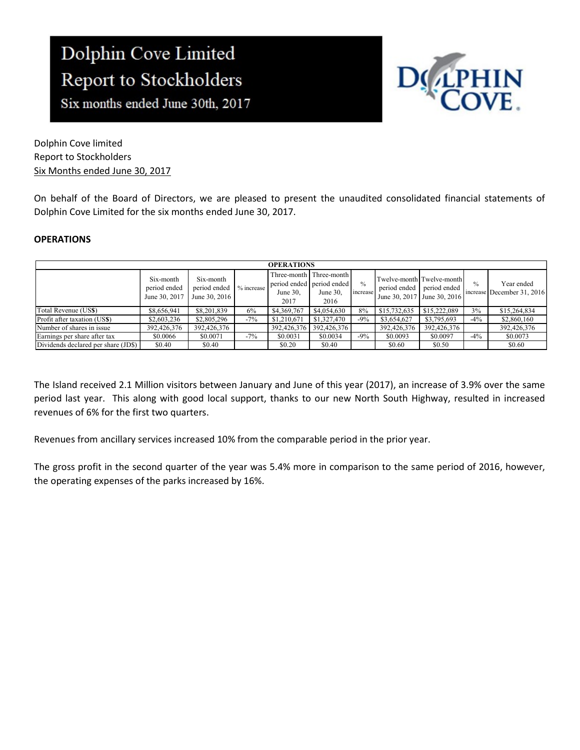# Dolphin Cove Limited

## Report to Stockholders

### Six months ended June 30th, 2017

Dolphin Cove limited
Report to Stockholders
Six Months ended June 30, 2017

On behalf of the Board of Directors, we are pleased to present the unaudited consolidated financial statements of Dolphin Cove Limited for the six months ended June 30, 2017.

**OPERATIONS**

| OPERATIONS | | | | | | | | | | |
|---|---|---|---|---|---|---|---|---|---|---|
| | Six-month period ended June 30, 2017 | Six-month period ended June 30, 2016 | % increase | Three-month period ended June 30, 2017 | Three-month period ended June 30, 2016 | % increase | Twelve-month period ended June 30, 2017 | Twelve-month period ended June 30, 2016 | % increase | Year ended December 31, 2016 |
| Total Revenue (US$) | $8,656,941 | $8,201,839 | 6% | $4,369,767 | $4,054,630 | 8% | $15,732,635 | $15,222,089 | 3% | $15,264,834 |
| Profit after taxation (US$) | $2,603,236 | $2,805,296 | -7% | $1,210,671 | $1,327,470 | -9% | $3,654,627 | $3,795,693 | -4% | $2,860,160 |
| Number of shares in issue | 392,426,376 | 392,426,376 | | 392,426,376 | 392,426,376 | | 392,426,376 | 392,426,376 | | 392,426,376 |
| Earnings per share after tax | $0.0066 | $0.0071 | -7% | $0.0031 | $0.0034 | -9% | $0.0093 | $0.0097 | -4% | $0.0073 |
| Dividends declared per share (JD$) | $0.40 | $0.40 | | $0.20 | $0.40 | | $0.60 | $0.50 | | $0.60 |

The Island received 2.1 Million visitors between January and June of this year (2017), an increase of 3.9% over the same period last year. This along with good local support, thanks to our new North South Highway, resulted in increased revenues of 6% for the first two quarters.

Revenues from ancillary services increased 10% from the comparable period in the prior year.

The gross profit in the second quarter of the year was 5.4% more in comparison to the same period of 2016, however, the operating expenses of the parks increased by 16%.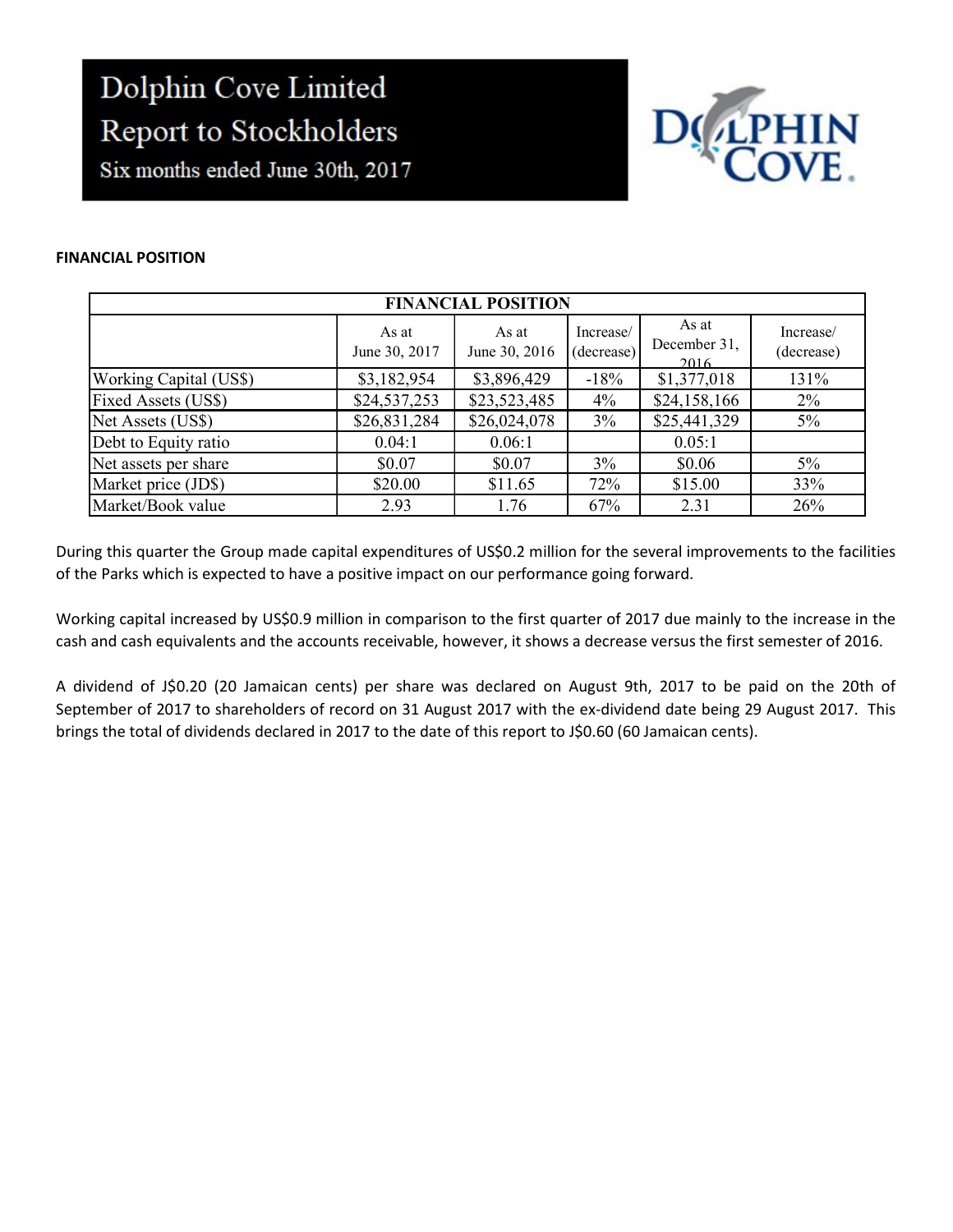# Dolphin Cove Limited
## Report to Stockholders
### Six months ended June 30th, 2017

**FINANCIAL POSITION**

| FINANCIAL POSITION | | | | | |
|---|---|---|---|---|---|
| | As at June 30, 2017 | As at June 30, 2016 | Increase/ (decrease) | As at December 31, 2016 | Increase/ (decrease) |
| Working Capital (US$) | $3,182,954 | $3,896,429 | -18% | $1,377,018 | 131% |
| Fixed Assets (US$) | $24,537,253 | $23,523,485 | 4% | $24,158,166 | 2% |
| Net Assets (US$) | $26,831,284 | $26,024,078 | 3% | $25,441,329 | 5% |
| Debt to Equity ratio | 0.04:1 | 0.06:1 | | 0.05:1 | |
| Net assets per share | $0.07 | $0.07 | 3% | $0.06 | 5% |
| Market price (JD$) | $20.00 | $11.65 | 72% | $15.00 | 33% |
| Market/Book value | 2.93 | 1.76 | 67% | 2.31 | 26% |

During this quarter the Group made capital expenditures of US$0.2 million for the several improvements to the facilities of the Parks which is expected to have a positive impact on our performance going forward.

Working capital increased by US$0.9 million in comparison to the first quarter of 2017 due mainly to the increase in the cash and cash equivalents and the accounts receivable, however, it shows a decrease versus the first semester of 2016.

A dividend of J$0.20 (20 Jamaican cents) per share was declared on August 9th, 2017 to be paid on the 20th of September of 2017 to shareholders of record on 31 August 2017 with the ex-dividend date being 29 August 2017. This brings the total of dividends declared in 2017 to the date of this report to J$0.60 (60 Jamaican cents).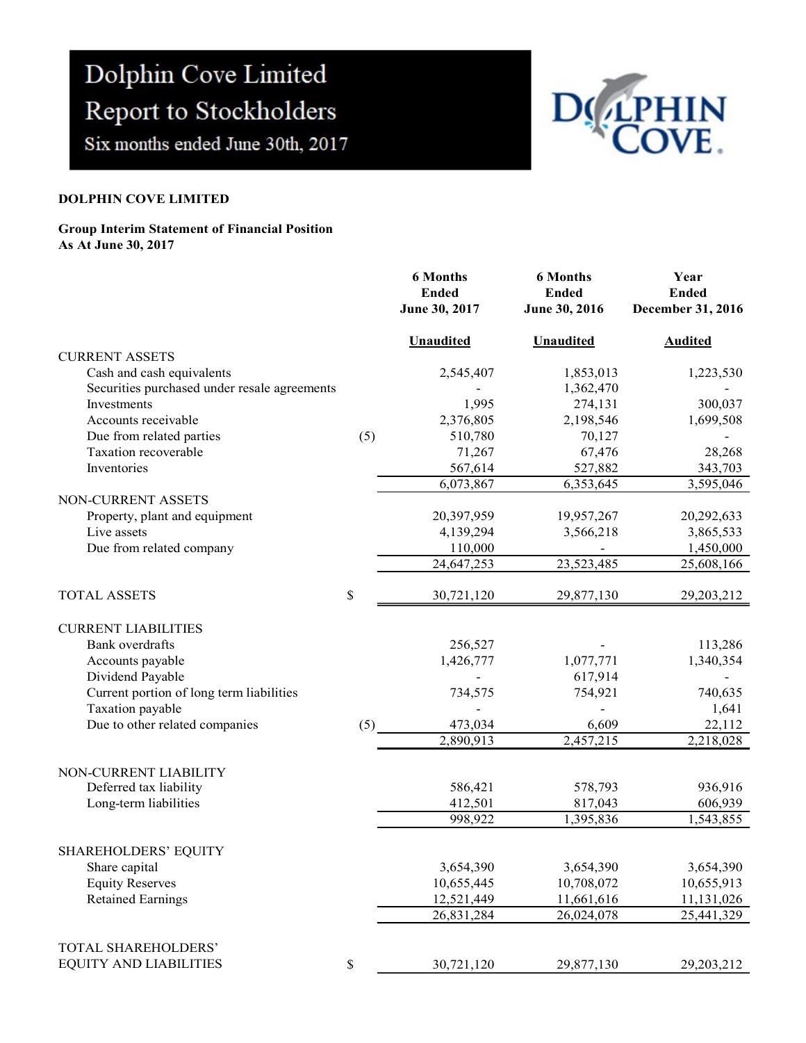# Dolphin Cove Limited
## Report to Stockholders
### Six months ended June 30th, 2017

**DOLPHIN COVE LIMITED**

**Group Interim Statement of Financial Position**
**As At June 30, 2017**

| | | | 6 Months Ended June 30, 2017 | 6 Months Ended June 30, 2016 | Year Ended December 31, 2016 |
|---|---|---|---|---|---|
| | | | Unaudited | Unaudited | Audited |
| CURRENT ASSETS | | | | | |
| Cash and cash equivalents | | | 2,545,407 | 1,853,013 | 1,223,530 |
| Securities purchased under resale agreements | | | - | 1,362,470 | - |
| Investments | | | 1,995 | 274,131 | 300,037 |
| Accounts receivable | | | 2,376,805 | 2,198,546 | 1,699,508 |
| Due from related parties | (5) | | 510,780 | 70,127 | - |
| Taxation recoverable | | | 71,267 | 67,476 | 28,268 |
| Inventories | | | 567,614 | 527,882 | 343,703 |
| | | | 6,073,867 | 6,353,645 | 3,595,046 |
| NON-CURRENT ASSETS | | | | | |
| Property, plant and equipment | | | 20,397,959 | 19,957,267 | 20,292,633 |
| Live assets | | | 4,139,294 | 3,566,218 | 3,865,533 |
| Due from related company | | | 110,000 | - | 1,450,000 |
| | | | 24,647,253 | 23,523,485 | 25,608,166 |
| TOTAL ASSETS | | $ | 30,721,120 | 29,877,130 | 29,203,212 |
| CURRENT LIABILITIES | | | | | |
| Bank overdrafts | | | 256,527 | - | 113,286 |
| Accounts payable | | | 1,426,777 | 1,077,771 | 1,340,354 |
| Dividend Payable | | | - | 617,914 | - |
| Current portion of long term liabilities | | | 734,575 | 754,921 | 740,635 |
| Taxation payable | | | - | - | 1,641 |
| Due to other related companies | (5) | | 473,034 | 6,609 | 22,112 |
| | | | 2,890,913 | 2,457,215 | 2,218,028 |
| NON-CURRENT LIABILITY | | | | | |
| Deferred tax liability | | | 586,421 | 578,793 | 936,916 |
| Long-term liabilities | | | 412,501 | 817,043 | 606,939 |
| | | | 998,922 | 1,395,836 | 1,543,855 |
| SHAREHOLDERS' EQUITY | | | | | |
| Share capital | | | 3,654,390 | 3,654,390 | 3,654,390 |
| Equity Reserves | | | 10,655,445 | 10,708,072 | 10,655,913 |
| Retained Earnings | | | 12,521,449 | 11,661,616 | 11,131,026 |
| | | | 26,831,284 | 26,024,078 | 25,441,329 |
| TOTAL SHAREHOLDERS' EQUITY AND LIABILITIES | | $ | 30,721,120 | 29,877,130 | 29,203,212 |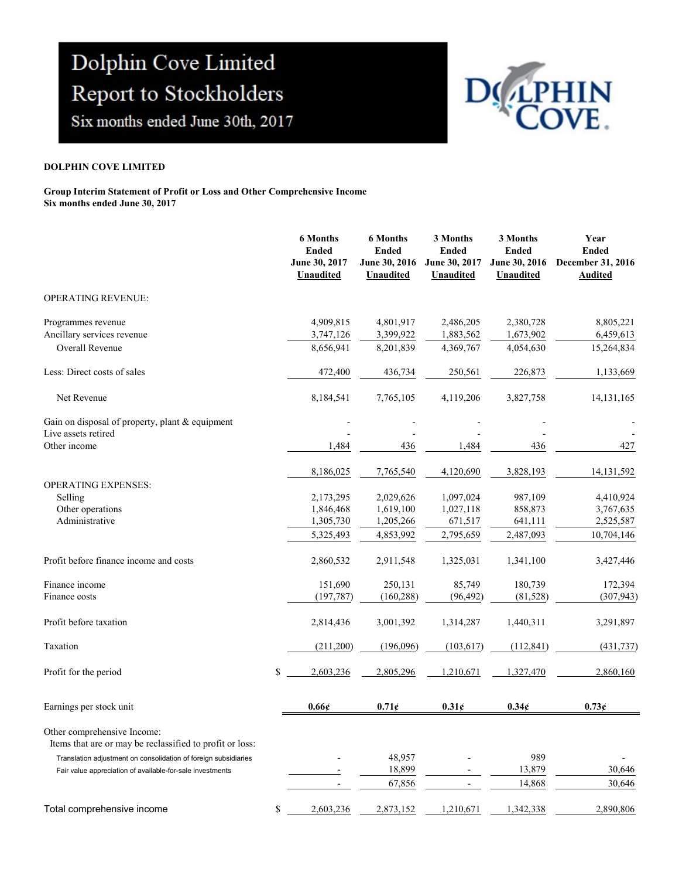# Dolphin Cove Limited
## Report to Stockholders
### Six months ended June 30th, 2017

**DOLPHIN COVE LIMITED**

**Group Interim Statement of Profit or Loss and Other Comprehensive Income**
**Six months ended June 30, 2017**

| | 6 Months Ended June 30, 2017 Unaudited | 6 Months Ended June 30, 2016 Unaudited | 3 Months Ended June 30, 2017 Unaudited | 3 Months Ended June 30, 2016 Unaudited | Year Ended December 31, 2016 Audited |
|---|---|---|---|---|---|
| OPERATING REVENUE: | | | | | |
| Programmes revenue | 4,909,815 | 4,801,917 | 2,486,205 | 2,380,728 | 8,805,221 |
| Ancillary services revenue | 3,747,126 | 3,399,922 | 1,883,562 | 1,673,902 | 6,459,613 |
| Overall Revenue | 8,656,941 | 8,201,839 | 4,369,767 | 4,054,630 | 15,264,834 |
| Less: Direct costs of sales | 472,400 | 436,734 | 250,561 | 226,873 | 1,133,669 |
| Net Revenue | 8,184,541 | 7,765,105 | 4,119,206 | 3,827,758 | 14,131,165 |
| Gain on disposal of property, plant & equipment | - | - | - | - | - |
| Live assets retired | - | - | - | - | - |
| Other income | 1,484 | 436 | 1,484 | 436 | 427 |
| | 8,186,025 | 7,765,540 | 4,120,690 | 3,828,193 | 14,131,592 |
| OPERATING EXPENSES: | | | | | |
| Selling | 2,173,295 | 2,029,626 | 1,097,024 | 987,109 | 4,410,924 |
| Other operations | 1,846,468 | 1,619,100 | 1,027,118 | 858,873 | 3,767,635 |
| Administrative | 1,305,730 | 1,205,266 | 671,517 | 641,111 | 2,525,587 |
| | 5,325,493 | 4,853,992 | 2,795,659 | 2,487,093 | 10,704,146 |
| Profit before finance income and costs | 2,860,532 | 2,911,548 | 1,325,031 | 1,341,100 | 3,427,446 |
| Finance income | 151,690 | 250,131 | 85,749 | 180,739 | 172,394 |
| Finance costs | (197,787) | (160,288) | (96,492) | (81,528) | (307,943) |
| Profit before taxation | 2,814,436 | 3,001,392 | 1,314,287 | 1,440,311 | 3,291,897 |
| Taxation | (211,200) | (196,096) | (103,617) | (112,841) | (431,737) |
| Profit for the period | $ 2,603,236 | 2,805,296 | 1,210,671 | 1,327,470 | 2,860,160 |
| Earnings per stock unit | **0.66¢** | **0.71¢** | **0.31¢** | **0.34¢** | **0.73¢** |
| Other comprehensive Income: | | | | | |
| Items that are or may be reclassified to profit or loss: | | | | | |
| Translation adjustment on consolidation of foreign subsidiaries | - | 48,957 | - | 989 | - |
| Fair value appreciation of available-for-sale investments | - | 18,899 | - | 13,879 | 30,646 |
| | - | 67,856 | - | 14,868 | 30,646 |
| Total comprehensive income | $ 2,603,236 | 2,873,152 | 1,210,671 | 1,342,338 | 2,890,806 |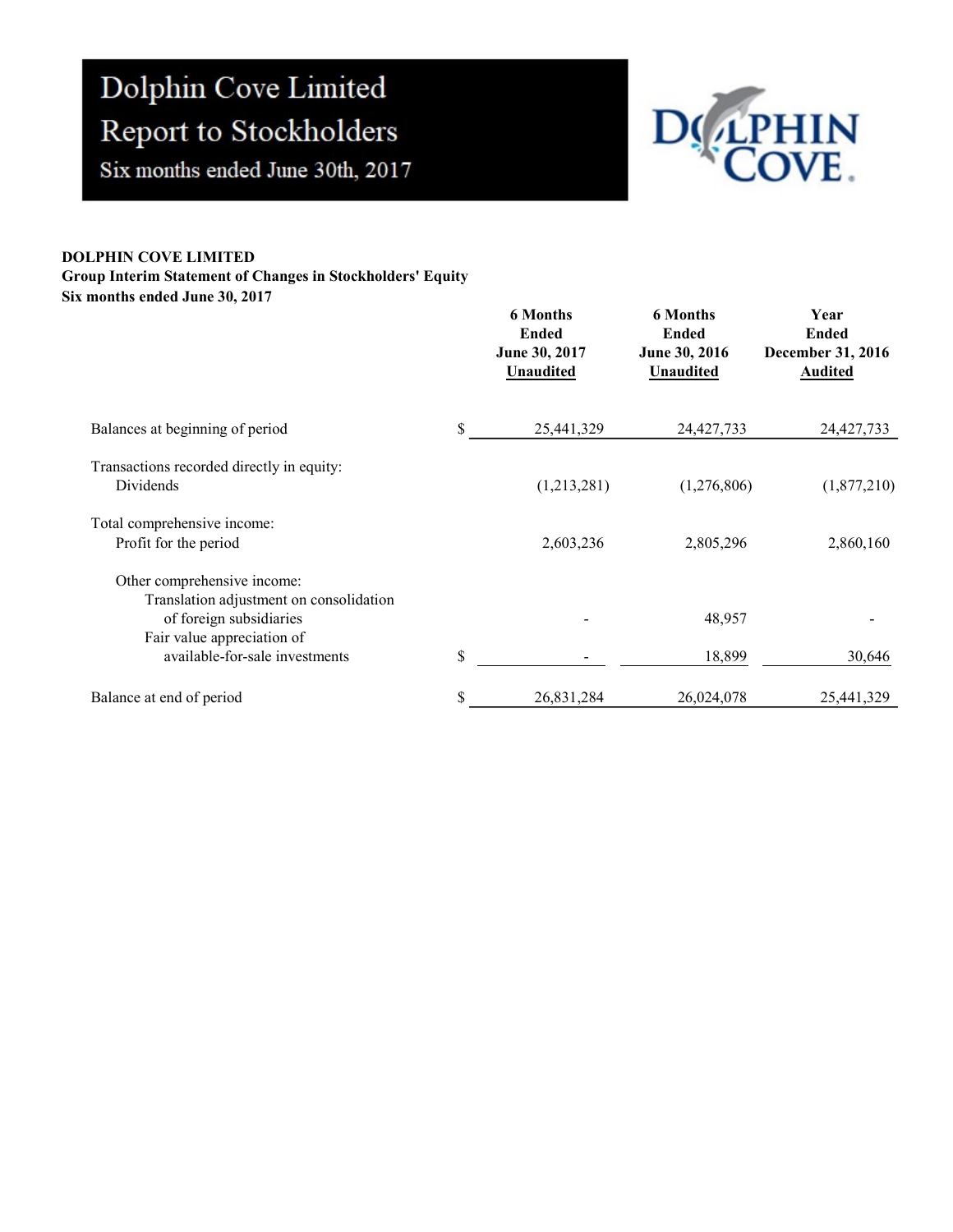# Dolphin Cove Limited
## Report to Stockholders
### Six months ended June 30th, 2017

**DOLPHIN COVE LIMITED**
**Group Interim Statement of Changes in Stockholders' Equity**
**Six months ended June 30, 2017**

| | | 6 Months Ended June 30, 2017 Unaudited | 6 Months Ended June 30, 2016 Unaudited | Year Ended December 31, 2016 Audited |
|---|---|---|---|---|
| Balances at beginning of period | $ | 25,441,329 | 24,427,733 | 24,427,733 |
| Transactions recorded directly in equity: | | | | |
| Dividends | | (1,213,281) | (1,276,806) | (1,877,210) |
| Total comprehensive income: | | | | |
| Profit for the period | | 2,603,236 | 2,805,296 | 2,860,160 |
| Other comprehensive income: | | | | |
| Translation adjustment on consolidation of foreign subsidiaries | | - | 48,957 | - |
| Fair value appreciation of available-for-sale investments | $ | - | 18,899 | 30,646 |
| Balance at end of period | $ | 26,831,284 | 26,024,078 | 25,441,329 |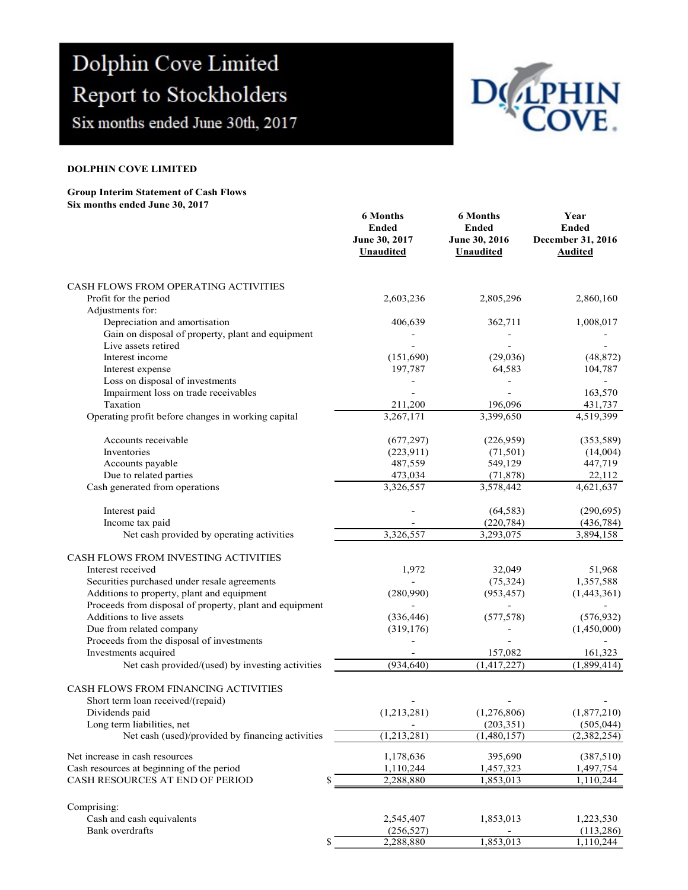# Dolphin Cove Limited
## Report to Stockholders
### Six months ended June 30th, 2017

**DOLPHIN COVE LIMITED**

**Group Interim Statement of Cash Flows**
**Six months ended June 30, 2017**

| | 6 Months Ended June 30, 2017 Unaudited | 6 Months Ended June 30, 2016 Unaudited | Year Ended December 31, 2016 Audited |
|---|---|---|---|
| CASH FLOWS FROM OPERATING ACTIVITIES | | | |
| Profit for the period | 2,603,236 | 2,805,296 | 2,860,160 |
| Adjustments for: | | | |
| Depreciation and amortisation | 406,639 | 362,711 | 1,008,017 |
| Gain on disposal of property, plant and equipment | - | - | - |
| Live assets retired | - | - | - |
| Interest income | (151,690) | (29,036) | (48,872) |
| Interest expense | 197,787 | 64,583 | 104,787 |
| Loss on disposal of investments | - | - | - |
| Impairment loss on trade receivables | - | - | 163,570 |
| Taxation | 211,200 | 196,096 | 431,737 |
| Operating profit before changes in working capital | 3,267,171 | 3,399,650 | 4,519,399 |
| Accounts receivable | (677,297) | (226,959) | (353,589) |
| Inventories | (223,911) | (71,501) | (14,004) |
| Accounts payable | 487,559 | 549,129 | 447,719 |
| Due to related parties | 473,034 | (71,878) | 22,112 |
| Cash generated from operations | 3,326,557 | 3,578,442 | 4,621,637 |
| Interest paid | - | (64,583) | (290,695) |
| Income tax paid | - | (220,784) | (436,784) |
| Net cash provided by operating activities | 3,326,557 | 3,293,075 | 3,894,158 |
| CASH FLOWS FROM INVESTING ACTIVITIES | | | |
| Interest received | 1,972 | 32,049 | 51,968 |
| Securities purchased under resale agreements | - | (75,324) | 1,357,588 |
| Additions to property, plant and equipment | (280,990) | (953,457) | (1,443,361) |
| Proceeds from disposal of property, plant and equipment | - | - | - |
| Additions to live assets | (336,446) | (577,578) | (576,932) |
| Due from related company | (319,176) | - | (1,450,000) |
| Proceeds from the disposal of investments | - | - | - |
| Investments acquired | - | 157,082 | 161,323 |
| Net cash provided/(used) by investing activities | (934,640) | (1,417,227) | (1,899,414) |
| CASH FLOWS FROM FINANCING ACTIVITIES | | | |
| Short term loan received/(repaid) | - | - | - |
| Dividends paid | (1,213,281) | (1,276,806) | (1,877,210) |
| Long term liabilities, net | - | (203,351) | (505,044) |
| Net cash (used)/provided by financing activities | (1,213,281) | (1,480,157) | (2,382,254) |
| Net increase in cash resources | 1,178,636 | 395,690 | (387,510) |
| Cash resources at beginning of the period | 1,110,244 | 1,457,323 | 1,497,754 |
| CASH RESOURCES AT END OF PERIOD | $ 2,288,880 | 1,853,013 | 1,110,244 |
| Comprising: | | | |
| Cash and cash equivalents | 2,545,407 | 1,853,013 | 1,223,530 |
| Bank overdrafts | (256,527) | - | (113,286) |
| | $ 2,288,880 | 1,853,013 | 1,110,244 |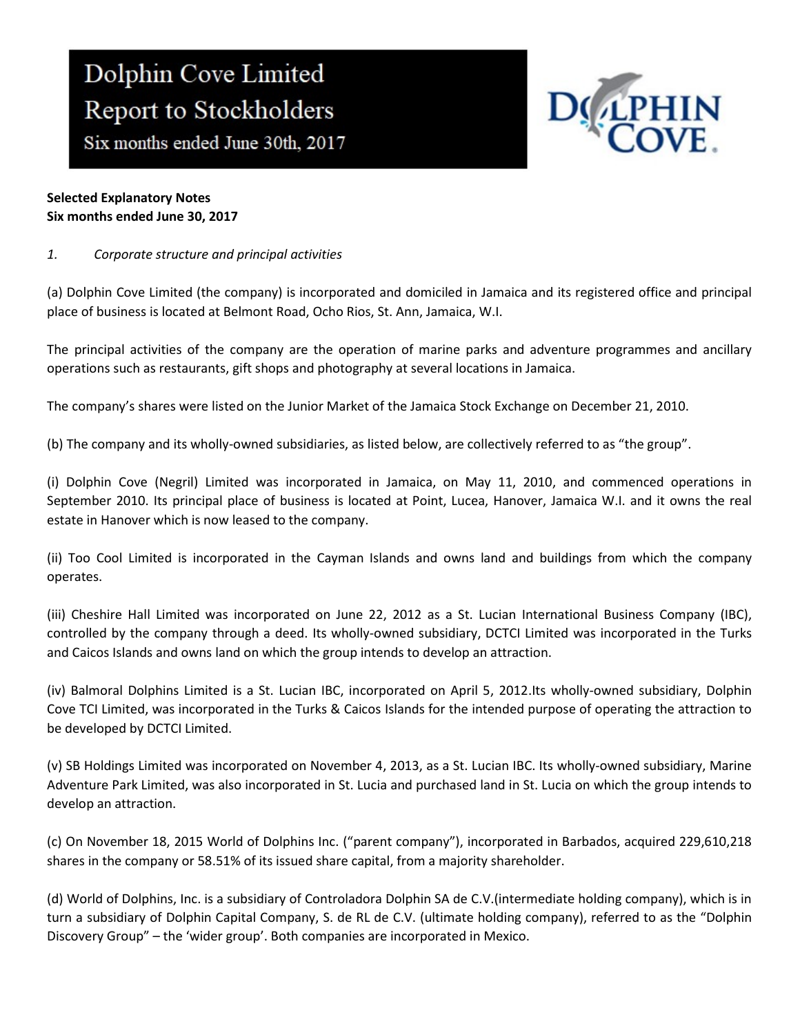# Dolphin Cove Limited
# Report to Stockholders
Six months ended June 30th, 2017

**Selected Explanatory Notes**
**Six months ended June 30, 2017**

*1. Corporate structure and principal activities*

(a) Dolphin Cove Limited (the company) is incorporated and domiciled in Jamaica and its registered office and principal place of business is located at Belmont Road, Ocho Rios, St. Ann, Jamaica, W.I.

The principal activities of the company are the operation of marine parks and adventure programmes and ancillary operations such as restaurants, gift shops and photography at several locations in Jamaica.

The company's shares were listed on the Junior Market of the Jamaica Stock Exchange on December 21, 2010.

(b) The company and its wholly-owned subsidiaries, as listed below, are collectively referred to as "the group".

(i) Dolphin Cove (Negril) Limited was incorporated in Jamaica, on May 11, 2010, and commenced operations in September 2010. Its principal place of business is located at Point, Lucea, Hanover, Jamaica W.I. and it owns the real estate in Hanover which is now leased to the company.

(ii) Too Cool Limited is incorporated in the Cayman Islands and owns land and buildings from which the company operates.

(iii) Cheshire Hall Limited was incorporated on June 22, 2012 as a St. Lucian International Business Company (IBC), controlled by the company through a deed. Its wholly-owned subsidiary, DCTCI Limited was incorporated in the Turks and Caicos Islands and owns land on which the group intends to develop an attraction.

(iv) Balmoral Dolphins Limited is a St. Lucian IBC, incorporated on April 5, 2012.Its wholly-owned subsidiary, Dolphin Cove TCI Limited, was incorporated in the Turks & Caicos Islands for the intended purpose of operating the attraction to be developed by DCTCI Limited.

(v) SB Holdings Limited was incorporated on November 4, 2013, as a St. Lucian IBC. Its wholly-owned subsidiary, Marine Adventure Park Limited, was also incorporated in St. Lucia and purchased land in St. Lucia on which the group intends to develop an attraction.

(c) On November 18, 2015 World of Dolphins Inc. ("parent company"), incorporated in Barbados, acquired 229,610,218 shares in the company or 58.51% of its issued share capital, from a majority shareholder.

(d) World of Dolphins, Inc. is a subsidiary of Controladora Dolphin SA de C.V.(intermediate holding company), which is in turn a subsidiary of Dolphin Capital Company, S. de RL de C.V. (ultimate holding company), referred to as the "Dolphin Discovery Group" – the 'wider group'. Both companies are incorporated in Mexico.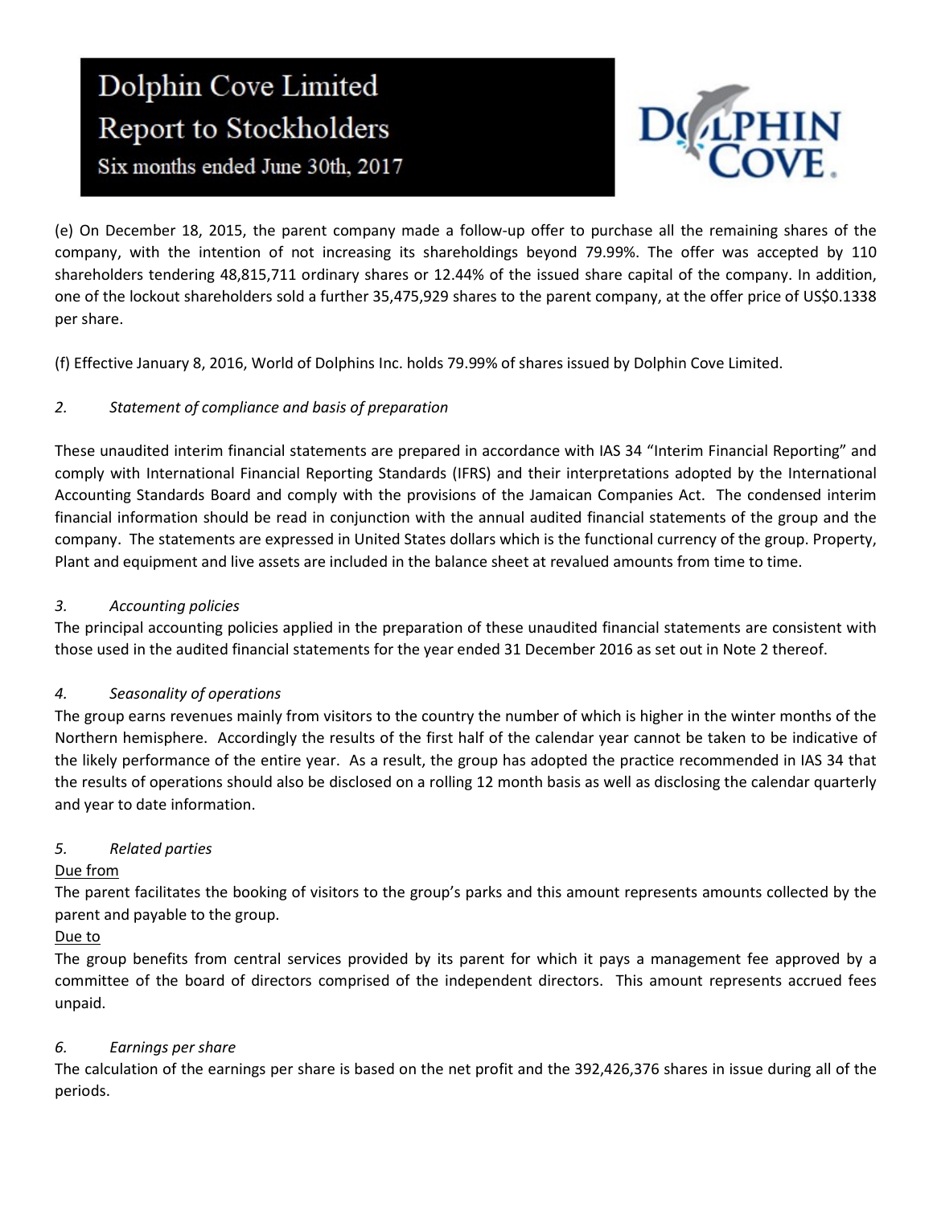(e) On December 18, 2015, the parent company made a follow-up offer to purchase all the remaining shares of the company, with the intention of not increasing its shareholdings beyond 79.99%. The offer was accepted by 110 shareholders tendering 48,815,711 ordinary shares or 12.44% of the issued share capital of the company. In addition, one of the lockout shareholders sold a further 35,475,929 shares to the parent company, at the offer price of US$0.1338 per share.

(f) Effective January 8, 2016, World of Dolphins Inc. holds 79.99% of shares issued by Dolphin Cove Limited.

## 2. *Statement of compliance and basis of preparation*

These unaudited interim financial statements are prepared in accordance with IAS 34 "Interim Financial Reporting" and comply with International Financial Reporting Standards (IFRS) and their interpretations adopted by the International Accounting Standards Board and comply with the provisions of the Jamaican Companies Act. The condensed interim financial information should be read in conjunction with the annual audited financial statements of the group and the company. The statements are expressed in United States dollars which is the functional currency of the group. Property, Plant and equipment and live assets are included in the balance sheet at revalued amounts from time to time.

## 3. *Accounting policies*

The principal accounting policies applied in the preparation of these unaudited financial statements are consistent with those used in the audited financial statements for the year ended 31 December 2016 as set out in Note 2 thereof.

## 4. *Seasonality of operations*

The group earns revenues mainly from visitors to the country the number of which is higher in the winter months of the Northern hemisphere. Accordingly the results of the first half of the calendar year cannot be taken to be indicative of the likely performance of the entire year. As a result, the group has adopted the practice recommended in IAS 34 that the results of operations should also be disclosed on a rolling 12 month basis as well as disclosing the calendar quarterly and year to date information.

## 5. *Related parties*

<u>Due from</u>

The parent facilitates the booking of visitors to the group's parks and this amount represents amounts collected by the parent and payable to the group.

<u>Due to</u>

The group benefits from central services provided by its parent for which it pays a management fee approved by a committee of the board of directors comprised of the independent directors. This amount represents accrued fees unpaid.

## 6. *Earnings per share*

The calculation of the earnings per share is based on the net profit and the 392,426,376 shares in issue during all of the periods.